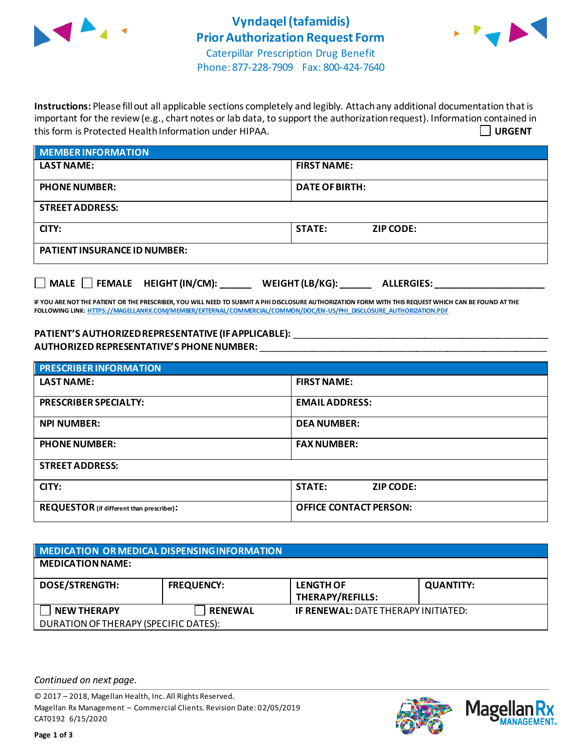# Vyndaqel (tafamidis) Prior Authorization Request Form

Caterpillar Prescription Drug Benefit
Phone: 877-228-7909 Fax: 800-424-7640

**Instructions:** Please fill out all applicable sections completely and legibly. Attach any additional documentation that is important for the review (e.g., chart notes or lab data, to support the authorization request). Information contained in this form is Protected Health Information under HIPAA.

☐ **URGENT**

| MEMBER INFORMATION | |
|---|---|
| **LAST NAME:** | **FIRST NAME:** |
| **PHONE NUMBER:** | **DATE OF BIRTH:** |
| **STREET ADDRESS:** | |
| **CITY:** | **STATE:** **ZIP CODE:** |
| **PATIENT INSURANCE ID NUMBER:** | |

☐ **MALE** ☐ **FEMALE** **HEIGHT (IN/CM):** ______ **WEIGHT (LB/KG):** ______ **ALLERGIES:** ____________________

**IF YOU ARE NOT THE PATIENT OR THE PRESCRIBER, YOU WILL NEED TO SUBMIT A PHI DISCLOSURE AUTHORIZATION FORM WITH THIS REQUEST WHICH CAN BE FOUND AT THE FOLLOWING LINK:** HTTPS://MAGELLANRX.COM/MEMBER/EXTERNAL/COMMERCIAL/COMMON/DOC/EN-US/PHI_DISCLOSURE_AUTHORIZATION.PDF

**PATIENT'S AUTHORIZED REPRESENTATIVE (IF APPLICABLE):** ____________________________________________
**AUTHORIZED REPRESENTATIVE'S PHONE NUMBER:** ____________________________________________

| PRESCRIBER INFORMATION | |
|---|---|
| **LAST NAME:** | **FIRST NAME:** |
| **PRESCRIBER SPECIALTY:** | **EMAIL ADDRESS:** |
| **NPI NUMBER:** | **DEA NUMBER:** |
| **PHONE NUMBER:** | **FAX NUMBER:** |
| **STREET ADDRESS:** | |
| **CITY:** | **STATE:** **ZIP CODE:** |
| **REQUESTOR** (if different than prescriber)**:** | **OFFICE CONTACT PERSON:** |

| MEDICATION OR MEDICAL DISPENSING INFORMATION | | | |
|---|---|---|---|
| **MEDICATION NAME:** | | | |
| **DOSE/STRENGTH:** | **FREQUENCY:** | **LENGTH OF THERAPY/REFILLS:** | **QUANTITY:** |
| ☐ **NEW THERAPY** | ☐ **RENEWAL** | **IF RENEWAL:** DATE THERAPY INITIATED: | |
| DURATION OF THERAPY (SPECIFIC DATES): | | | |

*Continued on next page.*

© 2017 – 2018, Magellan Health, Inc. All Rights Reserved.
Magellan Rx Management – Commercial Clients. Revision Date: 02/05/2019
CAT0192 6/15/2020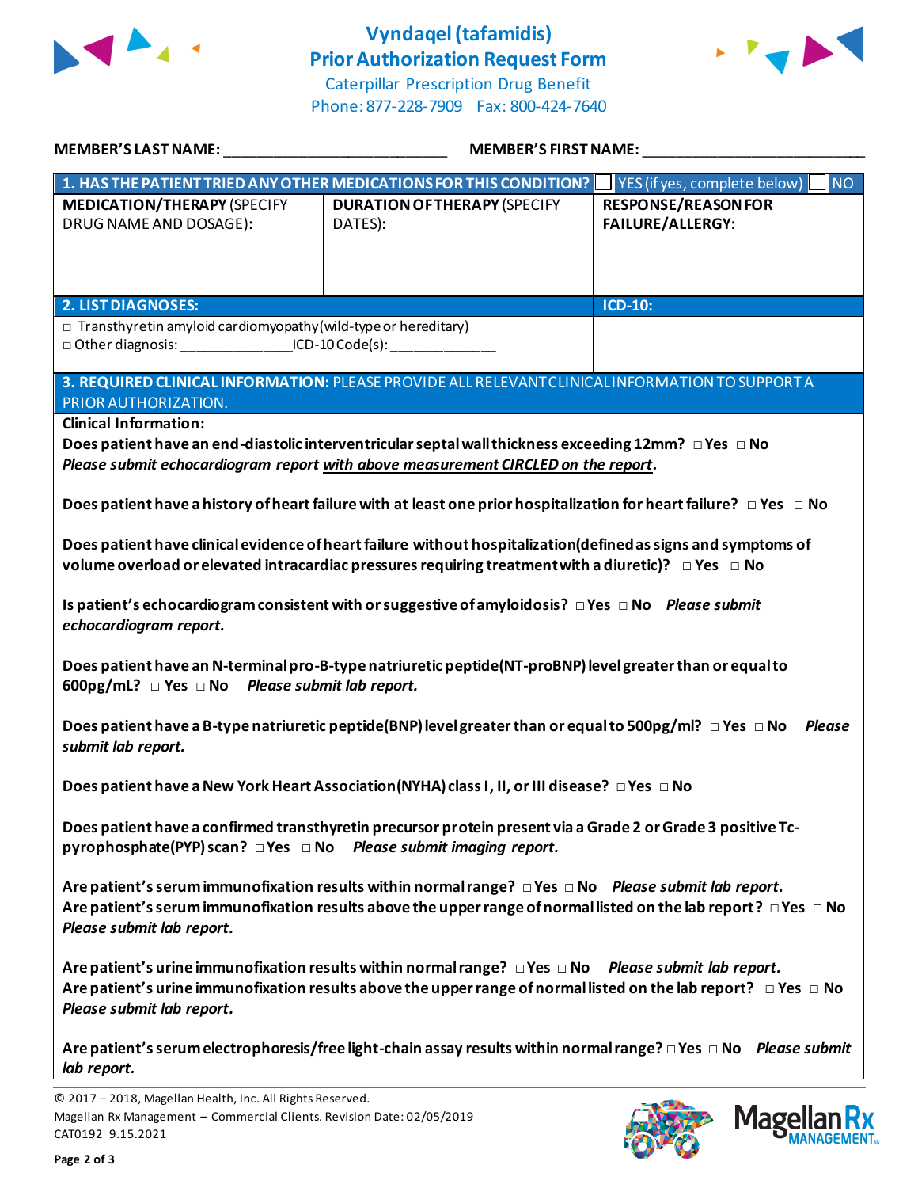# Vyndaqel (tafamidis)
## Prior Authorization Request Form

Caterpillar Prescription Drug Benefit
Phone: 877-228-7909 Fax: 800-424-7640

**MEMBER'S LAST NAME:** ___________________________ **MEMBER'S FIRST NAME:** ___________________________

| **1. HAS THE PATIENT TRIED ANY OTHER MEDICATIONS FOR THIS CONDITION?** | | ☐ YES (if yes, complete below) ☐ NO |
|---|---|---|
| **MEDICATION/THERAPY** (SPECIFY DRUG NAME AND DOSAGE): | **DURATION OF THERAPY** (SPECIFY DATES): | **RESPONSE/REASON FOR FAILURE/ALLERGY:** |
| | | |

| **2. LIST DIAGNOSES:** | **ICD-10:** |
|---|---|
| □ Transthyretin amyloid cardiomyopathy (wild-type or hereditary)<br>□ Other diagnosis: ______________ICD-10 Code(s): _____________ | |

**3. REQUIRED CLINICAL INFORMATION:** PLEASE PROVIDE ALL RELEVANT CLINICAL INFORMATION TO SUPPORT A PRIOR AUTHORIZATION.

**Clinical Information:**

**Does patient have an end-diastolic interventricular septal wall thickness exceeding 12mm?** □ Yes □ No
***Please submit echocardiogram report with above measurement CIRCLED on the report.***

**Does patient have a history of heart failure with at least one prior hospitalization for heart failure?** □ Yes □ No

**Does patient have clinical evidence of heart failure without hospitalization (defined as signs and symptoms of volume overload or elevated intracardiac pressures requiring treatment with a diuretic)?** □ Yes □ No

**Is patient's echocardiogram consistent with or suggestive of amyloidosis?** □ Yes □ No ***Please submit echocardiogram report.***

**Does patient have an N-terminal pro-B-type natriuretic peptide (NT-proBNP) level greater than or equal to 600pg/mL?** □ Yes □ No ***Please submit lab report.***

**Does patient have a B-type natriuretic peptide (BNP) level greater than or equal to 500pg/ml?** □ Yes □ No ***Please submit lab report.***

**Does patient have a New York Heart Association (NYHA) class I, II, or III disease?** □ Yes □ No

**Does patient have a confirmed transthyretin precursor protein present via a Grade 2 or Grade 3 positive Tc-pyrophosphate (PYP) scan?** □ Yes □ No ***Please submit imaging report.***

**Are patient's serum immunofixation results within normal range?** □ Yes □ No ***Please submit lab report.***
**Are patient's serum immunofixation results above the upper range of normal listed on the lab report?** □ Yes □ No ***Please submit lab report.***

**Are patient's urine immunofixation results within normal range?** □ Yes □ No ***Please submit lab report.***
**Are patient's urine immunofixation results above the upper range of normal listed on the lab report?** □ Yes □ No ***Please submit lab report.***

**Are patient's serum electrophoresis/free light-chain assay results within normal range?** □ Yes □ No ***Please submit lab report.***

© 2017 – 2018, Magellan Health, Inc. All Rights Reserved.
Magellan Rx Management – Commercial Clients. Revision Date: 02/05/2019
CAT0192 9.15.2021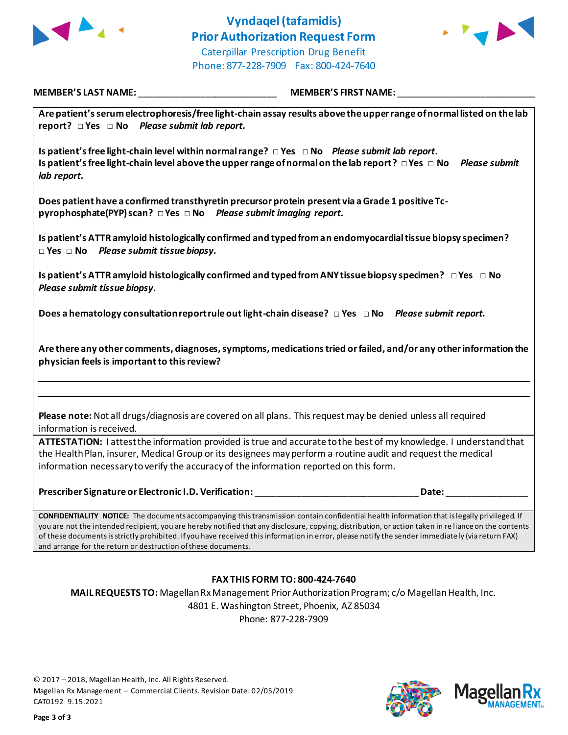# Vyndaqel (tafamidis)
## Prior Authorization Request Form

Caterpillar Prescription Drug Benefit
Phone: 877-228-7909 Fax: 800-424-7640

**MEMBER'S LAST NAME:** ___________________________ **MEMBER'S FIRST NAME:** ___________________________

**Are patient's serum electrophoresis/free light-chain assay results above the upper range of normal listed on the lab report?** □ Yes □ No *Please submit lab report.*

**Is patient's free light-chain level within normal range?** □ Yes □ No *Please submit lab report.*
**Is patient's free light-chain level above the upper range of normal on the lab report?** □ Yes □ No *Please submit lab report.*

**Does patient have a confirmed transthyretin precursor protein present via a Grade 1 positive Tc-pyrophosphate(PYP) scan?** □ Yes □ No *Please submit imaging report.*

**Is patient's ATTR amyloid histologically confirmed and typed from an endomyocardial tissue biopsy specimen?** □ Yes □ No *Please submit tissue biopsy.*

**Is patient's ATTR amyloid histologically confirmed and typed from ANY tissue biopsy specimen?** □ Yes □ No *Please submit tissue biopsy.*

**Does a hematology consultation report rule out light-chain disease?** □ Yes □ No *Please submit report.*

**Are there any other comments, diagnoses, symptoms, medications tried or failed, and/or any other information the physician feels is important to this review?**

_______________________________________________________________________________

_______________________________________________________________________________

**Please note:** Not all drugs/diagnosis are covered on all plans. This request may be denied unless all required information is received.

**ATTESTATION:** I attest the information provided is true and accurate to the best of my knowledge. I understand that the Health Plan, insurer, Medical Group or its designees may perform a routine audit and request the medical information necessary to verify the accuracy of the information reported on this form.

**Prescriber Signature or Electronic I.D. Verification:** ________________________________ **Date:** ________________

**CONFIDENTIALITY NOTICE:** The documents accompanying this transmission contain confidential health information that is legally privileged. If you are not the intended recipient, you are hereby notified that any disclosure, copying, distribution, or action taken in reliance on the contents of these documents is strictly prohibited. If you have received this information in error, please notify the sender immediately (via return FAX) and arrange for the return or destruction of these documents.

**FAX THIS FORM TO: 800-424-7640**

**MAIL REQUESTS TO:** Magellan Rx Management Prior Authorization Program; c/o Magellan Health, Inc.
4801 E. Washington Street, Phoenix, AZ 85034
Phone: 877-228-7909

© 2017 – 2018, Magellan Health, Inc. All Rights Reserved.
Magellan Rx Management – Commercial Clients. Revision Date: 02/05/2019
CAT0192 9.15.2021